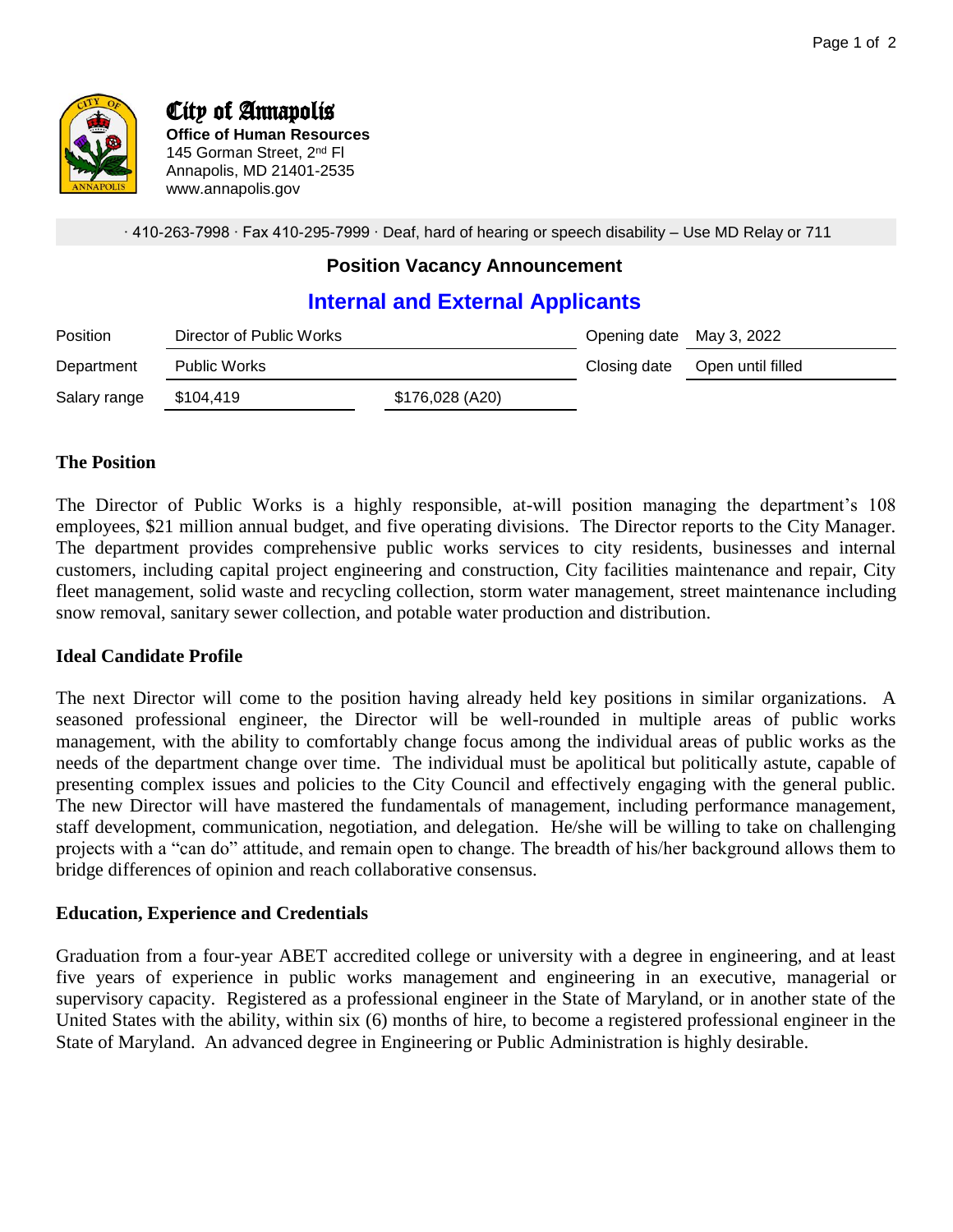# City of Annapolis

**Office of Human Resources**
145 Gorman Street, 2nd Fl
Annapolis, MD 21401-2535
www.annapolis.gov

· 410-263-7998 · Fax 410-295-7999 · Deaf, hard of hearing or speech disability – Use MD Relay or 711

## Position Vacancy Announcement

## Internal and External Applicants

| Position | Director of Public Works | | Opening date | May 3, 2022 |
|---|---|---|---|---|
| Department | Public Works | | Closing date | Open until filled |
| Salary range | $104,419 | $176,028 (A20) | | |

### The Position

The Director of Public Works is a highly responsible, at-will position managing the department's 108 employees, $21 million annual budget, and five operating divisions. The Director reports to the City Manager. The department provides comprehensive public works services to city residents, businesses and internal customers, including capital project engineering and construction, City facilities maintenance and repair, City fleet management, solid waste and recycling collection, storm water management, street maintenance including snow removal, sanitary sewer collection, and potable water production and distribution.

### Ideal Candidate Profile

The next Director will come to the position having already held key positions in similar organizations. A seasoned professional engineer, the Director will be well-rounded in multiple areas of public works management, with the ability to comfortably change focus among the individual areas of public works as the needs of the department change over time. The individual must be apolitical but politically astute, capable of presenting complex issues and policies to the City Council and effectively engaging with the general public. The new Director will have mastered the fundamentals of management, including performance management, staff development, communication, negotiation, and delegation. He/she will be willing to take on challenging projects with a "can do" attitude, and remain open to change. The breadth of his/her background allows them to bridge differences of opinion and reach collaborative consensus.

### Education, Experience and Credentials

Graduation from a four-year ABET accredited college or university with a degree in engineering, and at least five years of experience in public works management and engineering in an executive, managerial or supervisory capacity. Registered as a professional engineer in the State of Maryland, or in another state of the United States with the ability, within six (6) months of hire, to become a registered professional engineer in the State of Maryland. An advanced degree in Engineering or Public Administration is highly desirable.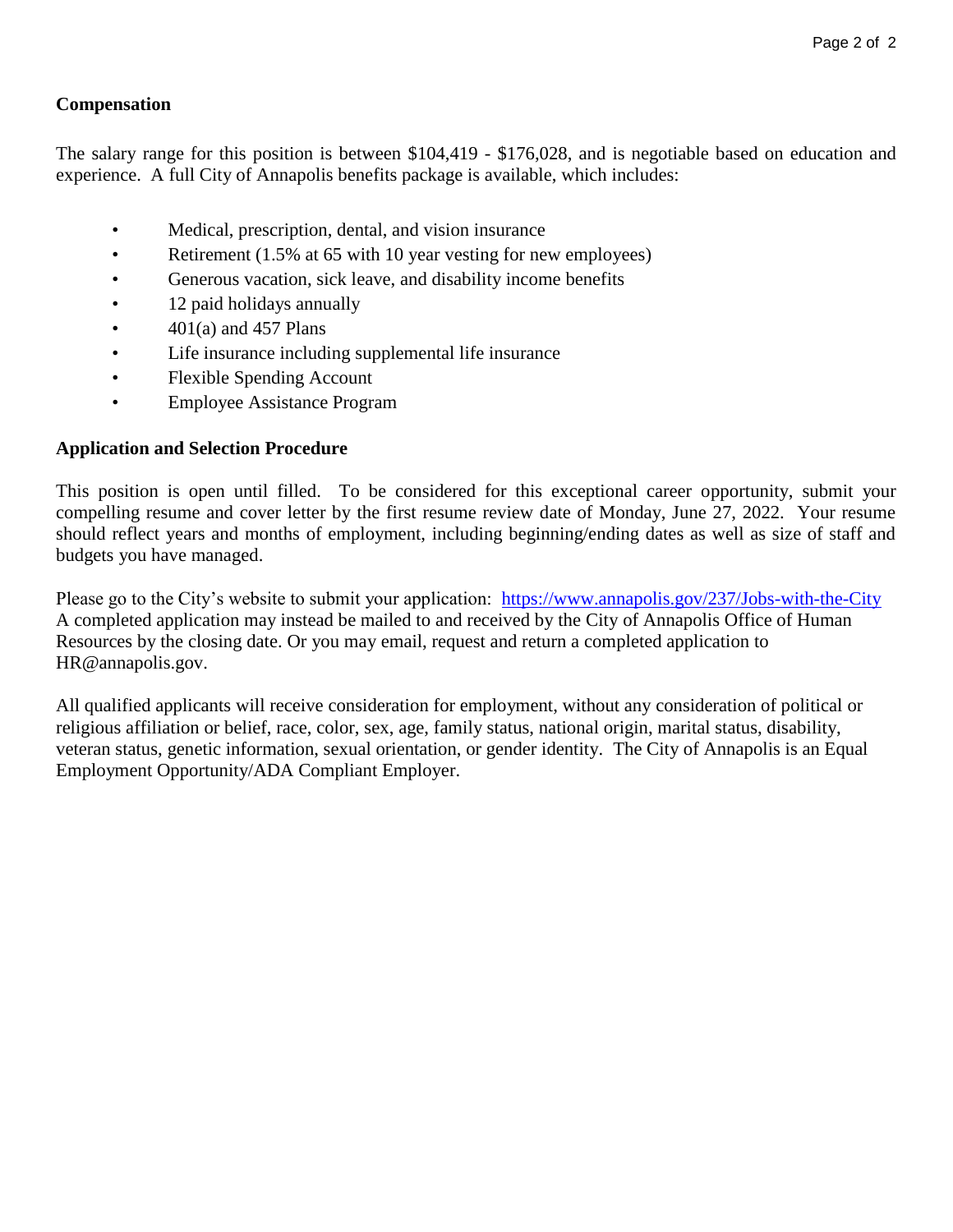## Compensation

The salary range for this position is between $104,419 - $176,028, and is negotiable based on education and experience. A full City of Annapolis benefits package is available, which includes:

- Medical, prescription, dental, and vision insurance
- Retirement (1.5% at 65 with 10 year vesting for new employees)
- Generous vacation, sick leave, and disability income benefits
- 12 paid holidays annually
- 401(a) and 457 Plans
- Life insurance including supplemental life insurance
- Flexible Spending Account
- Employee Assistance Program

## Application and Selection Procedure

This position is open until filled. To be considered for this exceptional career opportunity, submit your compelling resume and cover letter by the first resume review date of Monday, June 27, 2022. Your resume should reflect years and months of employment, including beginning/ending dates as well as size of staff and budgets you have managed.

Please go to the City's website to submit your application: https://www.annapolis.gov/237/Jobs-with-the-City
A completed application may instead be mailed to and received by the City of Annapolis Office of Human Resources by the closing date. Or you may email, request and return a completed application to HR@annapolis.gov.

All qualified applicants will receive consideration for employment, without any consideration of political or religious affiliation or belief, race, color, sex, age, family status, national origin, marital status, disability, veteran status, genetic information, sexual orientation, or gender identity. The City of Annapolis is an Equal Employment Opportunity/ADA Compliant Employer.